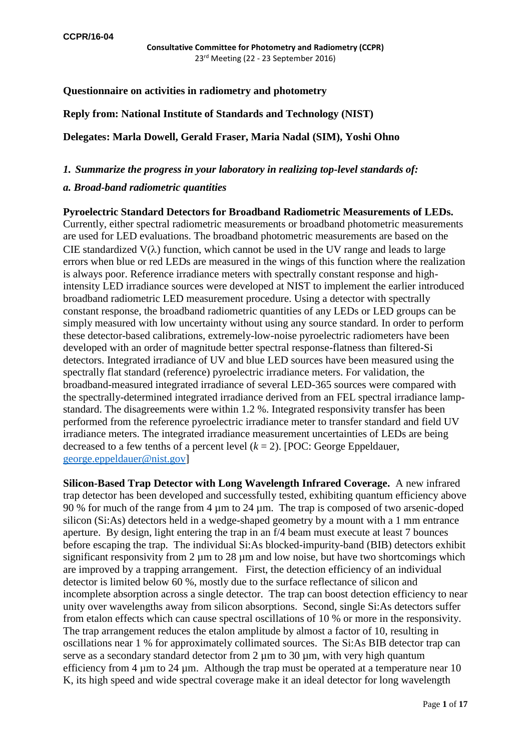CCPR/16-04

Consultative Committee for Photometry and Radiometry (CCPR)
23rd Meeting (22 - 23 September 2016)

**Questionnaire on activities in radiometry and photometry**

**Reply from: National Institute of Standards and Technology (NIST)**

**Delegates: Marla Dowell, Gerald Fraser, Maria Nadal (SIM), Yoshi Ohno**

## *1. Summarize the progress in your laboratory in realizing top-level standards of:*

### *a. Broad-band radiometric quantities*

**Pyroelectric Standard Detectors for Broadband Radiometric Measurements of LEDs.** Currently, either spectral radiometric measurements or broadband photometric measurements are used for LED evaluations. The broadband photometric measurements are based on the CIE standardized V(λ) function, which cannot be used in the UV range and leads to large errors when blue or red LEDs are measured in the wings of this function where the realization is always poor. Reference irradiance meters with spectrally constant response and high-intensity LED irradiance sources were developed at NIST to implement the earlier introduced broadband radiometric LED measurement procedure. Using a detector with spectrally constant response, the broadband radiometric quantities of any LEDs or LED groups can be simply measured with low uncertainty without using any source standard. In order to perform these detector-based calibrations, extremely-low-noise pyroelectric radiometers have been developed with an order of magnitude better spectral response-flatness than filtered-Si detectors. Integrated irradiance of UV and blue LED sources have been measured using the spectrally flat standard (reference) pyroelectric irradiance meters. For validation, the broadband-measured integrated irradiance of several LED-365 sources were compared with the spectrally-determined integrated irradiance derived from an FEL spectral irradiance lamp-standard. The disagreements were within 1.2 %. Integrated responsivity transfer has been performed from the reference pyroelectric irradiance meter to transfer standard and field UV irradiance meters. The integrated irradiance measurement uncertainties of LEDs are being decreased to a few tenths of a percent level ($k = 2$). [POC: George Eppeldauer, george.eppeldauer@nist.gov]

**Silicon-Based Trap Detector with Long Wavelength Infrared Coverage.** A new infrared trap detector has been developed and successfully tested, exhibiting quantum efficiency above 90 % for much of the range from 4 µm to 24 µm. The trap is composed of two arsenic-doped silicon (Si:As) detectors held in a wedge-shaped geometry by a mount with a 1 mm entrance aperture. By design, light entering the trap in an f/4 beam must execute at least 7 bounces before escaping the trap. The individual Si:As blocked-impurity-band (BIB) detectors exhibit significant responsivity from 2 µm to 28 µm and low noise, but have two shortcomings which are improved by a trapping arrangement. First, the detection efficiency of an individual detector is limited below 60 %, mostly due to the surface reflectance of silicon and incomplete absorption across a single detector. The trap can boost detection efficiency to near unity over wavelengths away from silicon absorptions. Second, single Si:As detectors suffer from etalon effects which can cause spectral oscillations of 10 % or more in the responsivity. The trap arrangement reduces the etalon amplitude by almost a factor of 10, resulting in oscillations near 1 % for approximately collimated sources. The Si:As BIB detector trap can serve as a secondary standard detector from 2 µm to 30 µm, with very high quantum efficiency from 4 µm to 24 µm. Although the trap must be operated at a temperature near 10 K, its high speed and wide spectral coverage make it an ideal detector for long wavelength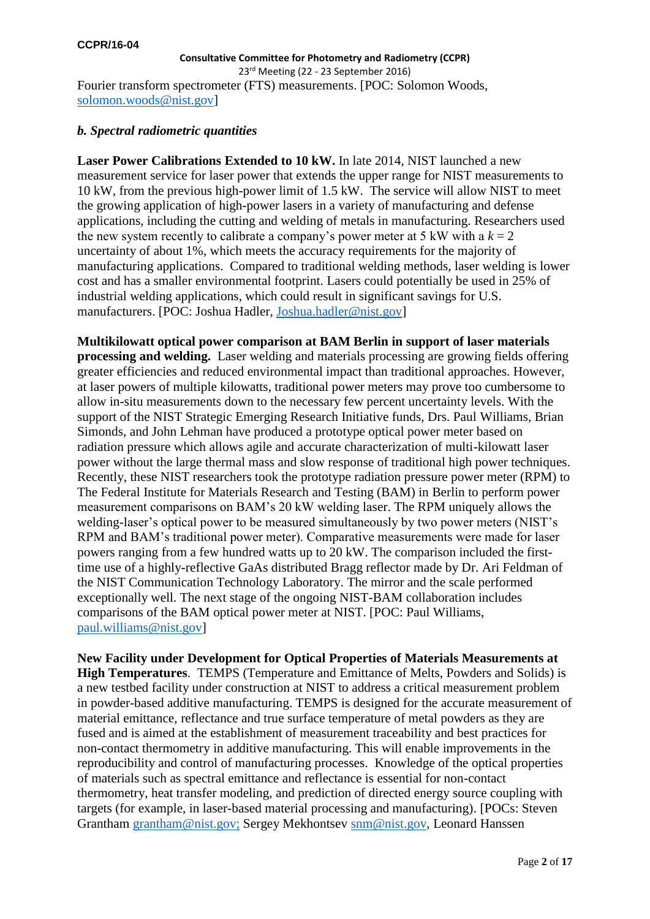Fourier transform spectrometer (FTS) measurements. [POC: Solomon Woods, solomon.woods@nist.gov]

***b. Spectral radiometric quantities***

**Laser Power Calibrations Extended to 10 kW.** In late 2014, NIST launched a new measurement service for laser power that extends the upper range for NIST measurements to 10 kW, from the previous high-power limit of 1.5 kW. The service will allow NIST to meet the growing application of high-power lasers in a variety of manufacturing and defense applications, including the cutting and welding of metals in manufacturing. Researchers used the new system recently to calibrate a company's power meter at 5 kW with a $k = 2$ uncertainty of about 1%, which meets the accuracy requirements for the majority of manufacturing applications. Compared to traditional welding methods, laser welding is lower cost and has a smaller environmental footprint. Lasers could potentially be used in 25% of industrial welding applications, which could result in significant savings for U.S. manufacturers. [POC: Joshua Hadler, Joshua.hadler@nist.gov]

**Multikilowatt optical power comparison at BAM Berlin in support of laser materials processing and welding.** Laser welding and materials processing are growing fields offering greater efficiencies and reduced environmental impact than traditional approaches. However, at laser powers of multiple kilowatts, traditional power meters may prove too cumbersome to allow in-situ measurements down to the necessary few percent uncertainty levels. With the support of the NIST Strategic Emerging Research Initiative funds, Drs. Paul Williams, Brian Simonds, and John Lehman have produced a prototype optical power meter based on radiation pressure which allows agile and accurate characterization of multi-kilowatt laser power without the large thermal mass and slow response of traditional high power techniques. Recently, these NIST researchers took the prototype radiation pressure power meter (RPM) to The Federal Institute for Materials Research and Testing (BAM) in Berlin to perform power measurement comparisons on BAM's 20 kW welding laser. The RPM uniquely allows the welding-laser's optical power to be measured simultaneously by two power meters (NIST's RPM and BAM's traditional power meter). Comparative measurements were made for laser powers ranging from a few hundred watts up to 20 kW. The comparison included the first-time use of a highly-reflective GaAs distributed Bragg reflector made by Dr. Ari Feldman of the NIST Communication Technology Laboratory. The mirror and the scale performed exceptionally well. The next stage of the ongoing NIST-BAM collaboration includes comparisons of the BAM optical power meter at NIST. [POC: Paul Williams, paul.williams@nist.gov]

**New Facility under Development for Optical Properties of Materials Measurements at High Temperatures**. TEMPS (Temperature and Emittance of Melts, Powders and Solids) is a new testbed facility under construction at NIST to address a critical measurement problem in powder-based additive manufacturing. TEMPS is designed for the accurate measurement of material emittance, reflectance and true surface temperature of metal powders as they are fused and is aimed at the establishment of measurement traceability and best practices for non-contact thermometry in additive manufacturing. This will enable improvements in the reproducibility and control of manufacturing processes. Knowledge of the optical properties of materials such as spectral emittance and reflectance is essential for non-contact thermometry, heat transfer modeling, and prediction of directed energy source coupling with targets (for example, in laser-based material processing and manufacturing). [POCs: Steven Grantham grantham@nist.gov; Sergey Mekhontsev snm@nist.gov, Leonard Hanssen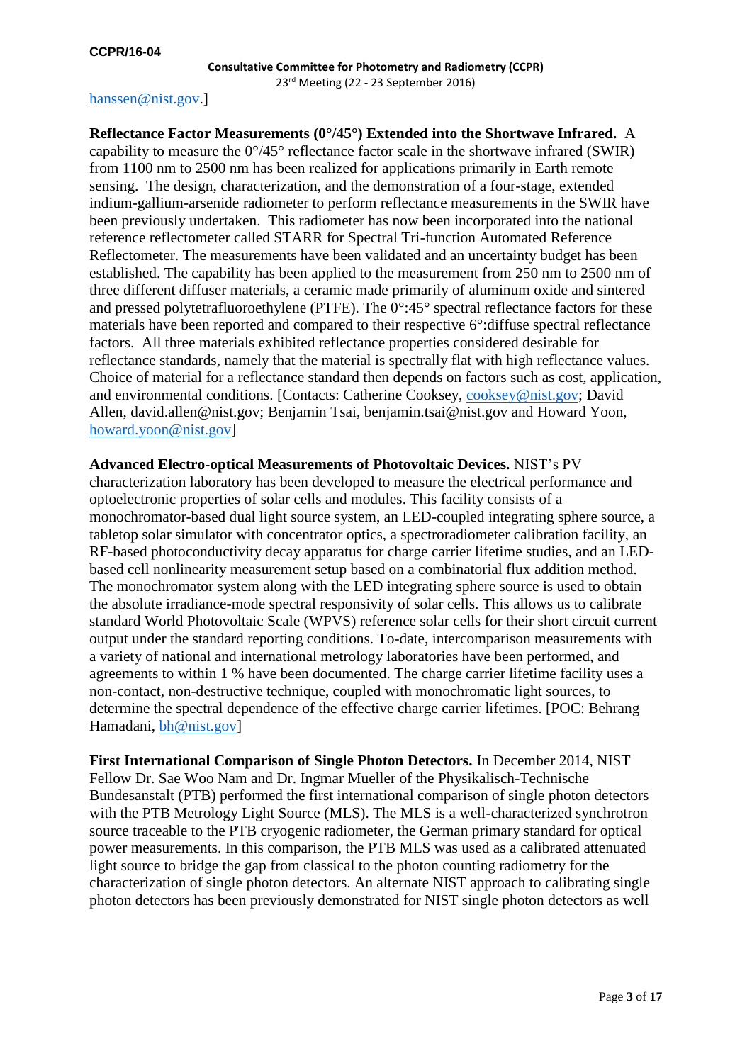hanssen@nist.gov.]

**Reflectance Factor Measurements (0°/45°) Extended into the Shortwave Infrared.** A capability to measure the 0°/45° reflectance factor scale in the shortwave infrared (SWIR) from 1100 nm to 2500 nm has been realized for applications primarily in Earth remote sensing. The design, characterization, and the demonstration of a four-stage, extended indium-gallium-arsenide radiometer to perform reflectance measurements in the SWIR have been previously undertaken. This radiometer has now been incorporated into the national reference reflectometer called STARR for Spectral Tri-function Automated Reference Reflectometer. The measurements have been validated and an uncertainty budget has been established. The capability has been applied to the measurement from 250 nm to 2500 nm of three different diffuser materials, a ceramic made primarily of aluminum oxide and sintered and pressed polytetrafluoroethylene (PTFE). The 0°:45° spectral reflectance factors for these materials have been reported and compared to their respective 6°:diffuse spectral reflectance factors. All three materials exhibited reflectance properties considered desirable for reflectance standards, namely that the material is spectrally flat with high reflectance values. Choice of material for a reflectance standard then depends on factors such as cost, application, and environmental conditions. [Contacts: Catherine Cooksey, cooksey@nist.gov; David Allen, david.allen@nist.gov; Benjamin Tsai, benjamin.tsai@nist.gov and Howard Yoon, howard.yoon@nist.gov]

**Advanced Electro-optical Measurements of Photovoltaic Devices.** NIST's PV characterization laboratory has been developed to measure the electrical performance and optoelectronic properties of solar cells and modules. This facility consists of a monochromator-based dual light source system, an LED-coupled integrating sphere source, a tabletop solar simulator with concentrator optics, a spectroradiometer calibration facility, an RF-based photoconductivity decay apparatus for charge carrier lifetime studies, and an LED-based cell nonlinearity measurement setup based on a combinatorial flux addition method. The monochromator system along with the LED integrating sphere source is used to obtain the absolute irradiance-mode spectral responsivity of solar cells. This allows us to calibrate standard World Photovoltaic Scale (WPVS) reference solar cells for their short circuit current output under the standard reporting conditions. To-date, intercomparison measurements with a variety of national and international metrology laboratories have been performed, and agreements to within 1 % have been documented. The charge carrier lifetime facility uses a non-contact, non-destructive technique, coupled with monochromatic light sources, to determine the spectral dependence of the effective charge carrier lifetimes. [POC: Behrang Hamadani, bh@nist.gov]

**First International Comparison of Single Photon Detectors.** In December 2014, NIST Fellow Dr. Sae Woo Nam and Dr. Ingmar Mueller of the Physikalisch-Technische Bundesanstalt (PTB) performed the first international comparison of single photon detectors with the PTB Metrology Light Source (MLS). The MLS is a well-characterized synchrotron source traceable to the PTB cryogenic radiometer, the German primary standard for optical power measurements. In this comparison, the PTB MLS was used as a calibrated attenuated light source to bridge the gap from classical to the photon counting radiometry for the characterization of single photon detectors. An alternate NIST approach to calibrating single photon detectors has been previously demonstrated for NIST single photon detectors as well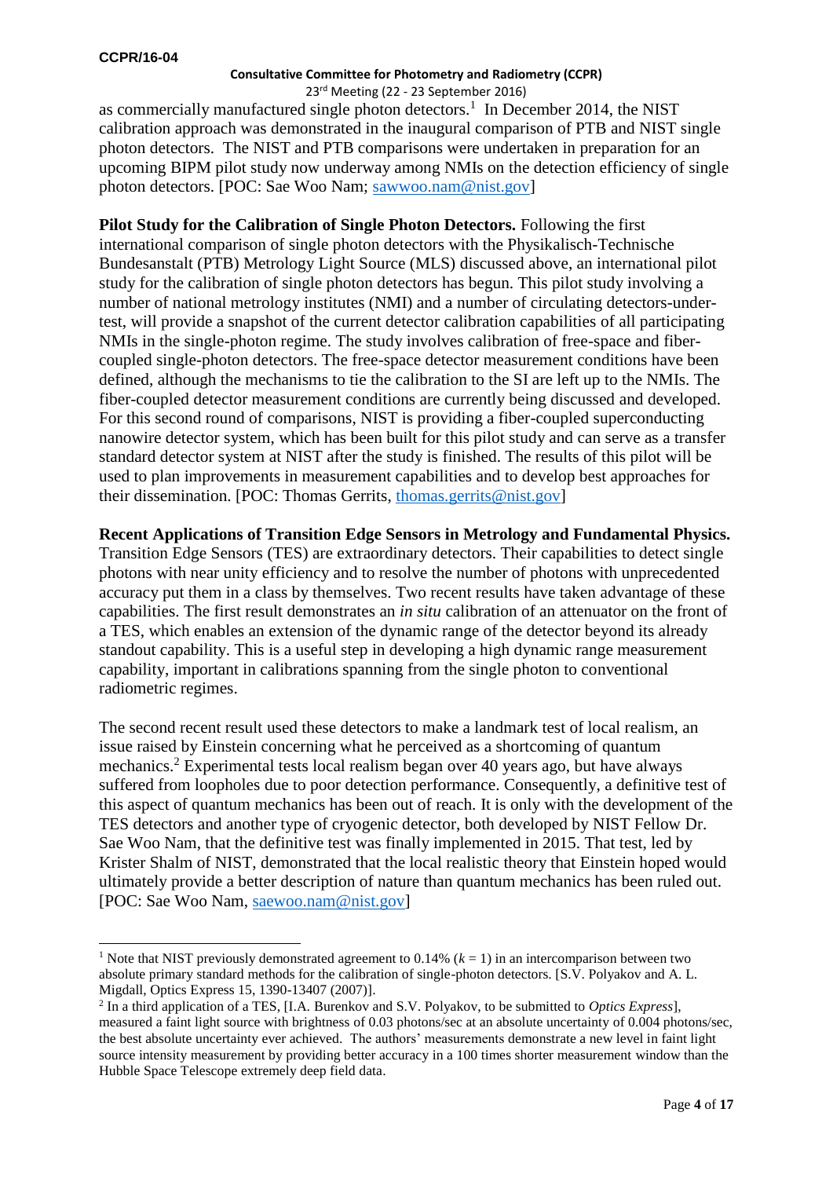as commercially manufactured single photon detectors.[1] In December 2014, the NIST calibration approach was demonstrated in the inaugural comparison of PTB and NIST single photon detectors. The NIST and PTB comparisons were undertaken in preparation for an upcoming BIPM pilot study now underway among NMIs on the detection efficiency of single photon detectors. [POC: Sae Woo Nam; sawwoo.nam@nist.gov]

**Pilot Study for the Calibration of Single Photon Detectors.** Following the first international comparison of single photon detectors with the Physikalisch-Technische Bundesanstalt (PTB) Metrology Light Source (MLS) discussed above, an international pilot study for the calibration of single photon detectors has begun. This pilot study involving a number of national metrology institutes (NMI) and a number of circulating detectors-under-test, will provide a snapshot of the current detector calibration capabilities of all participating NMIs in the single-photon regime. The study involves calibration of free-space and fiber-coupled single-photon detectors. The free-space detector measurement conditions have been defined, although the mechanisms to tie the calibration to the SI are left up to the NMIs. The fiber-coupled detector measurement conditions are currently being discussed and developed. For this second round of comparisons, NIST is providing a fiber-coupled superconducting nanowire detector system, which has been built for this pilot study and can serve as a transfer standard detector system at NIST after the study is finished. The results of this pilot will be used to plan improvements in measurement capabilities and to develop best approaches for their dissemination. [POC: Thomas Gerrits, thomas.gerrits@nist.gov]

**Recent Applications of Transition Edge Sensors in Metrology and Fundamental Physics.** Transition Edge Sensors (TES) are extraordinary detectors. Their capabilities to detect single photons with near unity efficiency and to resolve the number of photons with unprecedented accuracy put them in a class by themselves. Two recent results have taken advantage of these capabilities. The first result demonstrates an *in situ* calibration of an attenuator on the front of a TES, which enables an extension of the dynamic range of the detector beyond its already standout capability. This is a useful step in developing a high dynamic range measurement capability, important in calibrations spanning from the single photon to conventional radiometric regimes.

The second recent result used these detectors to make a landmark test of local realism, an issue raised by Einstein concerning what he perceived as a shortcoming of quantum mechanics.[2] Experimental tests local realism began over 40 years ago, but have always suffered from loopholes due to poor detection performance. Consequently, a definitive test of this aspect of quantum mechanics has been out of reach. It is only with the development of the TES detectors and another type of cryogenic detector, both developed by NIST Fellow Dr. Sae Woo Nam, that the definitive test was finally implemented in 2015. That test, led by Krister Shalm of NIST, demonstrated that the local realistic theory that Einstein hoped would ultimately provide a better description of nature than quantum mechanics has been ruled out. [POC: Sae Woo Nam, saewoo.nam@nist.gov]

---

[1] Note that NIST previously demonstrated agreement to 0.14% ($k = 1$) in an intercomparison between two absolute primary standard methods for the calibration of single-photon detectors. [S.V. Polyakov and A. L. Migdall, Optics Express 15, 1390-13407 (2007)].

[2] In a third application of a TES, [I.A. Burenkov and S.V. Polyakov, to be submitted to *Optics Express*], measured a faint light source with brightness of 0.03 photons/sec at an absolute uncertainty of 0.004 photons/sec, the best absolute uncertainty ever achieved. The authors' measurements demonstrate a new level in faint light source intensity measurement by providing better accuracy in a 100 times shorter measurement window than the Hubble Space Telescope extremely deep field data.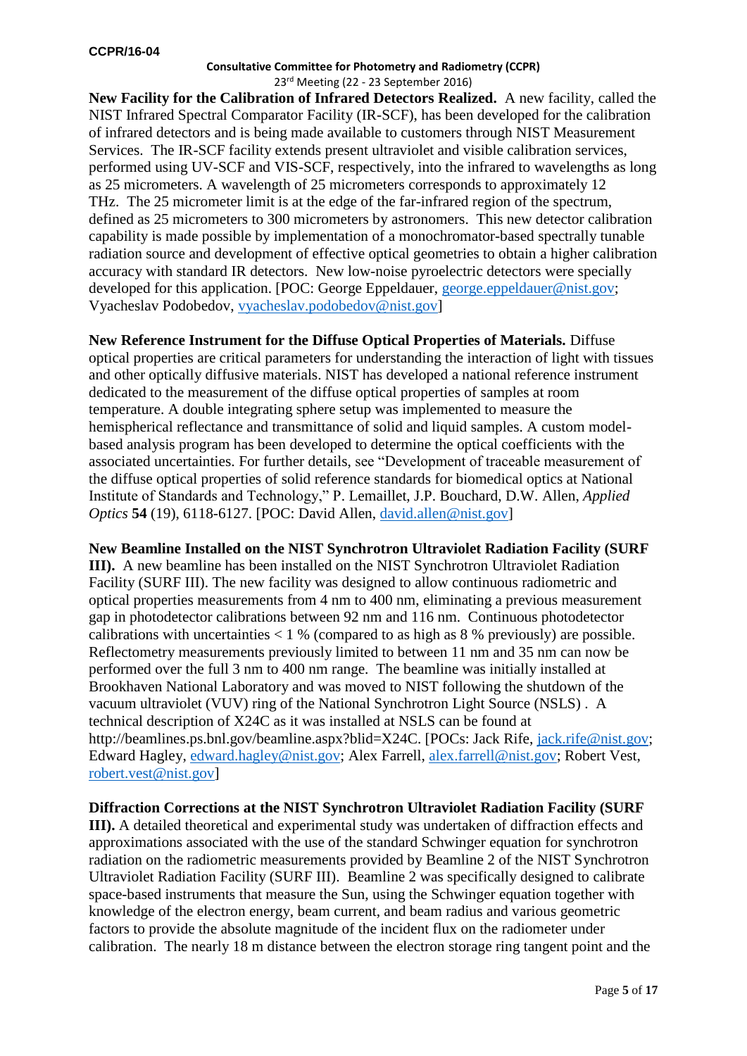**New Facility for the Calibration of Infrared Detectors Realized.** A new facility, called the NIST Infrared Spectral Comparator Facility (IR-SCF), has been developed for the calibration of infrared detectors and is being made available to customers through NIST Measurement Services. The IR-SCF facility extends present ultraviolet and visible calibration services, performed using UV-SCF and VIS-SCF, respectively, into the infrared to wavelengths as long as 25 micrometers. A wavelength of 25 micrometers corresponds to approximately 12 THz. The 25 micrometer limit is at the edge of the far-infrared region of the spectrum, defined as 25 micrometers to 300 micrometers by astronomers. This new detector calibration capability is made possible by implementation of a monochromator-based spectrally tunable radiation source and development of effective optical geometries to obtain a higher calibration accuracy with standard IR detectors. New low-noise pyroelectric detectors were specially developed for this application. [POC: George Eppeldauer, george.eppeldauer@nist.gov; Vyacheslav Podobedov, vyacheslav.podobedov@nist.gov]

**New Reference Instrument for the Diffuse Optical Properties of Materials.** Diffuse optical properties are critical parameters for understanding the interaction of light with tissues and other optically diffusive materials. NIST has developed a national reference instrument dedicated to the measurement of the diffuse optical properties of samples at room temperature. A double integrating sphere setup was implemented to measure the hemispherical reflectance and transmittance of solid and liquid samples. A custom model-based analysis program has been developed to determine the optical coefficients with the associated uncertainties. For further details, see "Development of traceable measurement of the diffuse optical properties of solid reference standards for biomedical optics at National Institute of Standards and Technology," P. Lemaillet, J.P. Bouchard, D.W. Allen, *Applied Optics* **54** (19), 6118-6127. [POC: David Allen, david.allen@nist.gov]

**New Beamline Installed on the NIST Synchrotron Ultraviolet Radiation Facility (SURF III).** A new beamline has been installed on the NIST Synchrotron Ultraviolet Radiation Facility (SURF III). The new facility was designed to allow continuous radiometric and optical properties measurements from 4 nm to 400 nm, eliminating a previous measurement gap in photodetector calibrations between 92 nm and 116 nm. Continuous photodetector calibrations with uncertainties < 1 % (compared to as high as 8 % previously) are possible. Reflectometry measurements previously limited to between 11 nm and 35 nm can now be performed over the full 3 nm to 400 nm range. The beamline was initially installed at Brookhaven National Laboratory and was moved to NIST following the shutdown of the vacuum ultraviolet (VUV) ring of the National Synchrotron Light Source (NSLS) . A technical description of X24C as it was installed at NSLS can be found at http://beamlines.ps.bnl.gov/beamline.aspx?blid=X24C. [POCs: Jack Rife, jack.rife@nist.gov; Edward Hagley, edward.hagley@nist.gov; Alex Farrell, alex.farrell@nist.gov; Robert Vest, robert.vest@nist.gov]

**Diffraction Corrections at the NIST Synchrotron Ultraviolet Radiation Facility (SURF III).** A detailed theoretical and experimental study was undertaken of diffraction effects and approximations associated with the use of the standard Schwinger equation for synchrotron radiation on the radiometric measurements provided by Beamline 2 of the NIST Synchrotron Ultraviolet Radiation Facility (SURF III). Beamline 2 was specifically designed to calibrate space-based instruments that measure the Sun, using the Schwinger equation together with knowledge of the electron energy, beam current, and beam radius and various geometric factors to provide the absolute magnitude of the incident flux on the radiometer under calibration. The nearly 18 m distance between the electron storage ring tangent point and the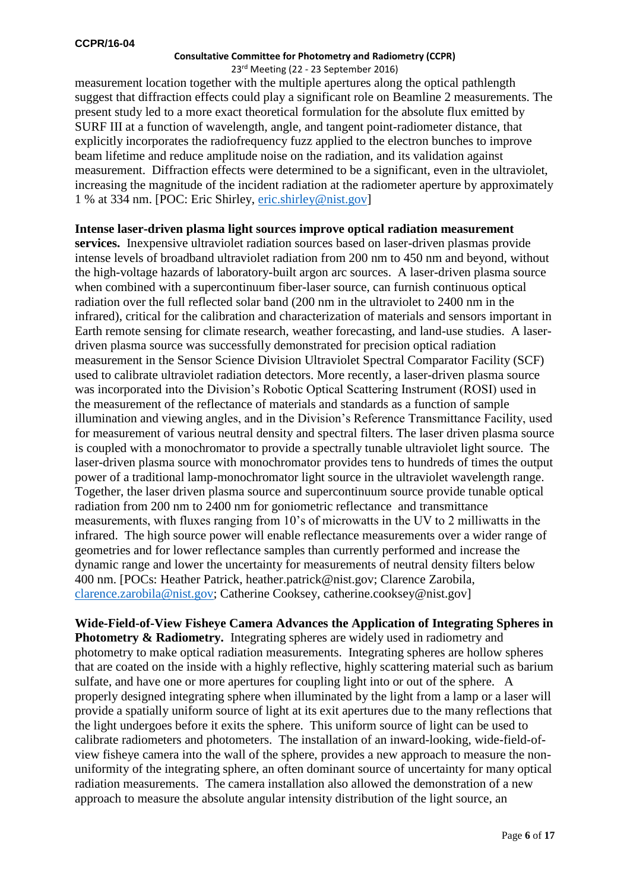measurement location together with the multiple apertures along the optical pathlength suggest that diffraction effects could play a significant role on Beamline 2 measurements. The present study led to a more exact theoretical formulation for the absolute flux emitted by SURF III at a function of wavelength, angle, and tangent point-radiometer distance, that explicitly incorporates the radiofrequency fuzz applied to the electron bunches to improve beam lifetime and reduce amplitude noise on the radiation, and its validation against measurement. Diffraction effects were determined to be a significant, even in the ultraviolet, increasing the magnitude of the incident radiation at the radiometer aperture by approximately 1 % at 334 nm. [POC: Eric Shirley, eric.shirley@nist.gov]

**Intense laser-driven plasma light sources improve optical radiation measurement services.** Inexpensive ultraviolet radiation sources based on laser-driven plasmas provide intense levels of broadband ultraviolet radiation from 200 nm to 450 nm and beyond, without the high-voltage hazards of laboratory-built argon arc sources. A laser-driven plasma source when combined with a supercontinuum fiber-laser source, can furnish continuous optical radiation over the full reflected solar band (200 nm in the ultraviolet to 2400 nm in the infrared), critical for the calibration and characterization of materials and sensors important in Earth remote sensing for climate research, weather forecasting, and land-use studies. A laser-driven plasma source was successfully demonstrated for precision optical radiation measurement in the Sensor Science Division Ultraviolet Spectral Comparator Facility (SCF) used to calibrate ultraviolet radiation detectors. More recently, a laser-driven plasma source was incorporated into the Division's Robotic Optical Scattering Instrument (ROSI) used in the measurement of the reflectance of materials and standards as a function of sample illumination and viewing angles, and in the Division's Reference Transmittance Facility, used for measurement of various neutral density and spectral filters. The laser driven plasma source is coupled with a monochromator to provide a spectrally tunable ultraviolet light source. The laser-driven plasma source with monochromator provides tens to hundreds of times the output power of a traditional lamp-monochromator light source in the ultraviolet wavelength range. Together, the laser driven plasma source and supercontinuum source provide tunable optical radiation from 200 nm to 2400 nm for goniometric reflectance and transmittance measurements, with fluxes ranging from 10's of microwatts in the UV to 2 milliwatts in the infrared. The high source power will enable reflectance measurements over a wider range of geometries and for lower reflectance samples than currently performed and increase the dynamic range and lower the uncertainty for measurements of neutral density filters below 400 nm. [POCs: Heather Patrick, heather.patrick@nist.gov; Clarence Zarobila, clarence.zarobila@nist.gov; Catherine Cooksey, catherine.cooksey@nist.gov]

**Wide-Field-of-View Fisheye Camera Advances the Application of Integrating Spheres in Photometry & Radiometry.** Integrating spheres are widely used in radiometry and photometry to make optical radiation measurements. Integrating spheres are hollow spheres that are coated on the inside with a highly reflective, highly scattering material such as barium sulfate, and have one or more apertures for coupling light into or out of the sphere. A properly designed integrating sphere when illuminated by the light from a lamp or a laser will provide a spatially uniform source of light at its exit apertures due to the many reflections that the light undergoes before it exits the sphere. This uniform source of light can be used to calibrate radiometers and photometers. The installation of an inward-looking, wide-field-of-view fisheye camera into the wall of the sphere, provides a new approach to measure the non-uniformity of the integrating sphere, an often dominant source of uncertainty for many optical radiation measurements. The camera installation also allowed the demonstration of a new approach to measure the absolute angular intensity distribution of the light source, an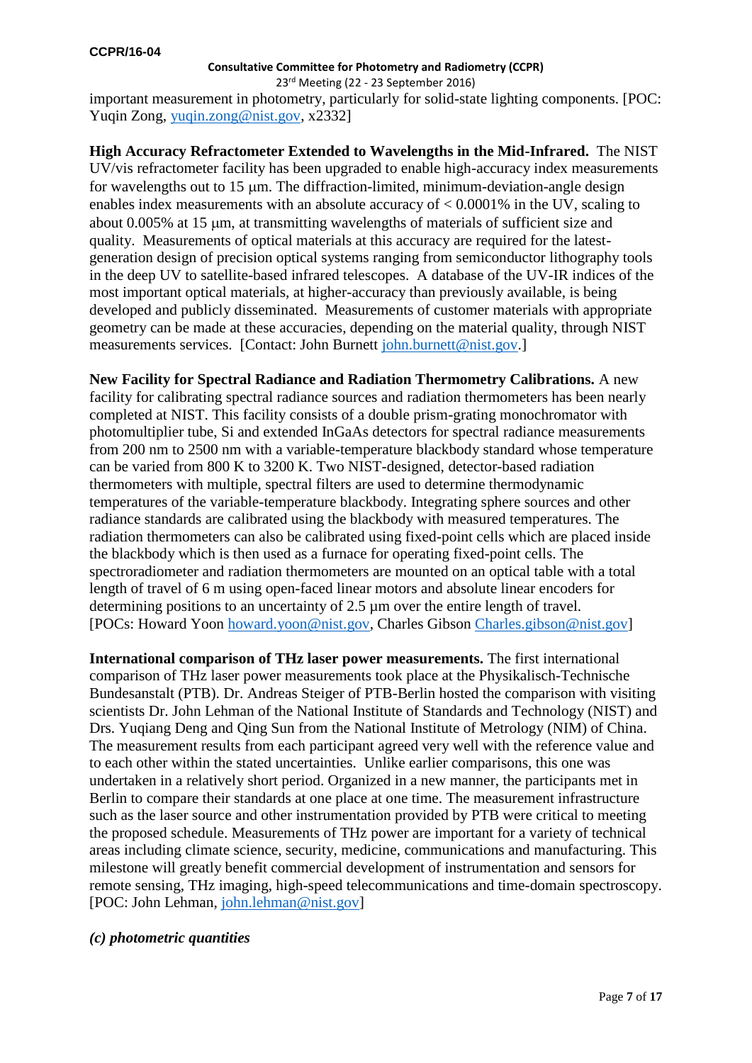important measurement in photometry, particularly for solid-state lighting components. [POC: Yuqin Zong, yuqin.zong@nist.gov, x2332]

**High Accuracy Refractometer Extended to Wavelengths in the Mid-Infrared.** The NIST UV/vis refractometer facility has been upgraded to enable high-accuracy index measurements for wavelengths out to 15 μm. The diffraction-limited, minimum-deviation-angle design enables index measurements with an absolute accuracy of < 0.0001% in the UV, scaling to about 0.005% at 15 μm, at transmitting wavelengths of materials of sufficient size and quality. Measurements of optical materials at this accuracy are required for the latest-generation design of precision optical systems ranging from semiconductor lithography tools in the deep UV to satellite-based infrared telescopes. A database of the UV-IR indices of the most important optical materials, at higher-accuracy than previously available, is being developed and publicly disseminated. Measurements of customer materials with appropriate geometry can be made at these accuracies, depending on the material quality, through NIST measurements services. [Contact: John Burnett john.burnett@nist.gov.]

**New Facility for Spectral Radiance and Radiation Thermometry Calibrations.** A new facility for calibrating spectral radiance sources and radiation thermometers has been nearly completed at NIST. This facility consists of a double prism-grating monochromator with photomultiplier tube, Si and extended InGaAs detectors for spectral radiance measurements from 200 nm to 2500 nm with a variable-temperature blackbody standard whose temperature can be varied from 800 K to 3200 K. Two NIST-designed, detector-based radiation thermometers with multiple, spectral filters are used to determine thermodynamic temperatures of the variable-temperature blackbody. Integrating sphere sources and other radiance standards are calibrated using the blackbody with measured temperatures. The radiation thermometers can also be calibrated using fixed-point cells which are placed inside the blackbody which is then used as a furnace for operating fixed-point cells. The spectroradiometer and radiation thermometers are mounted on an optical table with a total length of travel of 6 m using open-faced linear motors and absolute linear encoders for determining positions to an uncertainty of 2.5 µm over the entire length of travel. [POCs: Howard Yoon howard.yoon@nist.gov, Charles Gibson Charles.gibson@nist.gov]

**International comparison of THz laser power measurements.** The first international comparison of THz laser power measurements took place at the Physikalisch-Technische Bundesanstalt (PTB). Dr. Andreas Steiger of PTB-Berlin hosted the comparison with visiting scientists Dr. John Lehman of the National Institute of Standards and Technology (NIST) and Drs. Yuqiang Deng and Qing Sun from the National Institute of Metrology (NIM) of China. The measurement results from each participant agreed very well with the reference value and to each other within the stated uncertainties. Unlike earlier comparisons, this one was undertaken in a relatively short period. Organized in a new manner, the participants met in Berlin to compare their standards at one place at one time. The measurement infrastructure such as the laser source and other instrumentation provided by PTB were critical to meeting the proposed schedule. Measurements of THz power are important for a variety of technical areas including climate science, security, medicine, communications and manufacturing. This milestone will greatly benefit commercial development of instrumentation and sensors for remote sensing, THz imaging, high-speed telecommunications and time-domain spectroscopy. [POC: John Lehman, john.lehman@nist.gov]

***(c) photometric quantities***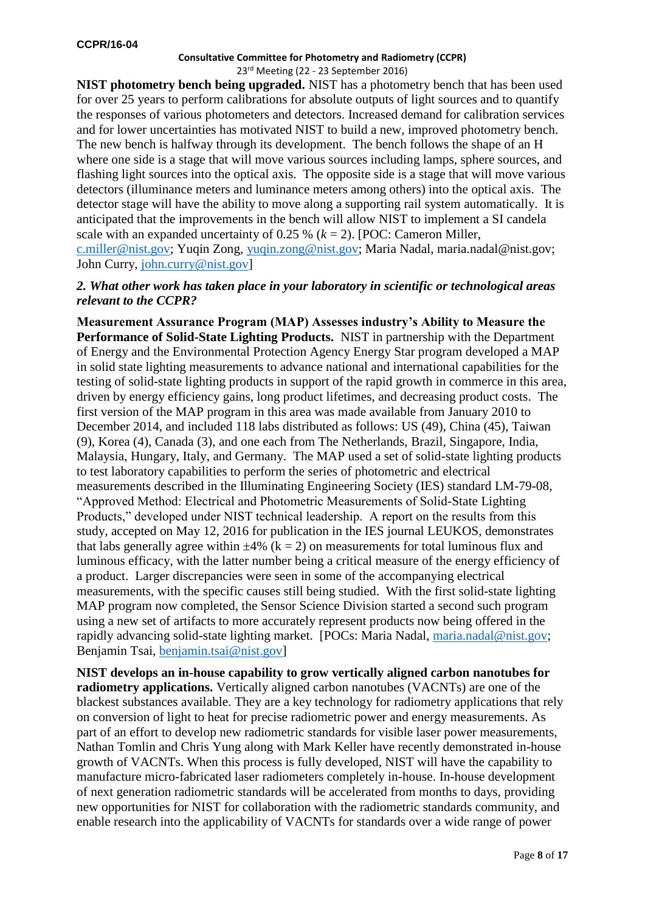**NIST photometry bench being upgraded.** NIST has a photometry bench that has been used for over 25 years to perform calibrations for absolute outputs of light sources and to quantify the responses of various photometers and detectors. Increased demand for calibration services and for lower uncertainties has motivated NIST to build a new, improved photometry bench. The new bench is halfway through its development. The bench follows the shape of an H where one side is a stage that will move various sources including lamps, sphere sources, and flashing light sources into the optical axis. The opposite side is a stage that will move various detectors (illuminance meters and luminance meters among others) into the optical axis. The detector stage will have the ability to move along a supporting rail system automatically. It is anticipated that the improvements in the bench will allow NIST to implement a SI candela scale with an expanded uncertainty of 0.25 % ($k$ = 2). [POC: Cameron Miller, c.miller@nist.gov; Yuqin Zong, yuqin.zong@nist.gov; Maria Nadal, maria.nadal@nist.gov; John Curry, john.curry@nist.gov]

***2. What other work has taken place in your laboratory in scientific or technological areas relevant to the CCPR?***

**Measurement Assurance Program (MAP) Assesses industry's Ability to Measure the Performance of Solid-State Lighting Products.** NIST in partnership with the Department of Energy and the Environmental Protection Agency Energy Star program developed a MAP in solid state lighting measurements to advance national and international capabilities for the testing of solid-state lighting products in support of the rapid growth in commerce in this area, driven by energy efficiency gains, long product lifetimes, and decreasing product costs. The first version of the MAP program in this area was made available from January 2010 to December 2014, and included 118 labs distributed as follows: US (49), China (45), Taiwan (9), Korea (4), Canada (3), and one each from The Netherlands, Brazil, Singapore, India, Malaysia, Hungary, Italy, and Germany. The MAP used a set of solid-state lighting products to test laboratory capabilities to perform the series of photometric and electrical measurements described in the Illuminating Engineering Society (IES) standard LM-79-08, "Approved Method: Electrical and Photometric Measurements of Solid-State Lighting Products," developed under NIST technical leadership. A report on the results from this study, accepted on May 12, 2016 for publication in the IES journal LEUKOS, demonstrates that labs generally agree within ±4% (k = 2) on measurements for total luminous flux and luminous efficacy, with the latter number being a critical measure of the energy efficiency of a product. Larger discrepancies were seen in some of the accompanying electrical measurements, with the specific causes still being studied. With the first solid-state lighting MAP program now completed, the Sensor Science Division started a second such program using a new set of artifacts to more accurately represent products now being offered in the rapidly advancing solid-state lighting market. [POCs: Maria Nadal, maria.nadal@nist.gov; Benjamin Tsai, benjamin.tsai@nist.gov]

**NIST develops an in-house capability to grow vertically aligned carbon nanotubes for radiometry applications.** Vertically aligned carbon nanotubes (VACNTs) are one of the blackest substances available. They are a key technology for radiometry applications that rely on conversion of light to heat for precise radiometric power and energy measurements. As part of an effort to develop new radiometric standards for visible laser power measurements, Nathan Tomlin and Chris Yung along with Mark Keller have recently demonstrated in-house growth of VACNTs. When this process is fully developed, NIST will have the capability to manufacture micro-fabricated laser radiometers completely in-house. In-house development of next generation radiometric standards will be accelerated from months to days, providing new opportunities for NIST for collaboration with the radiometric standards community, and enable research into the applicability of VACNTs for standards over a wide range of power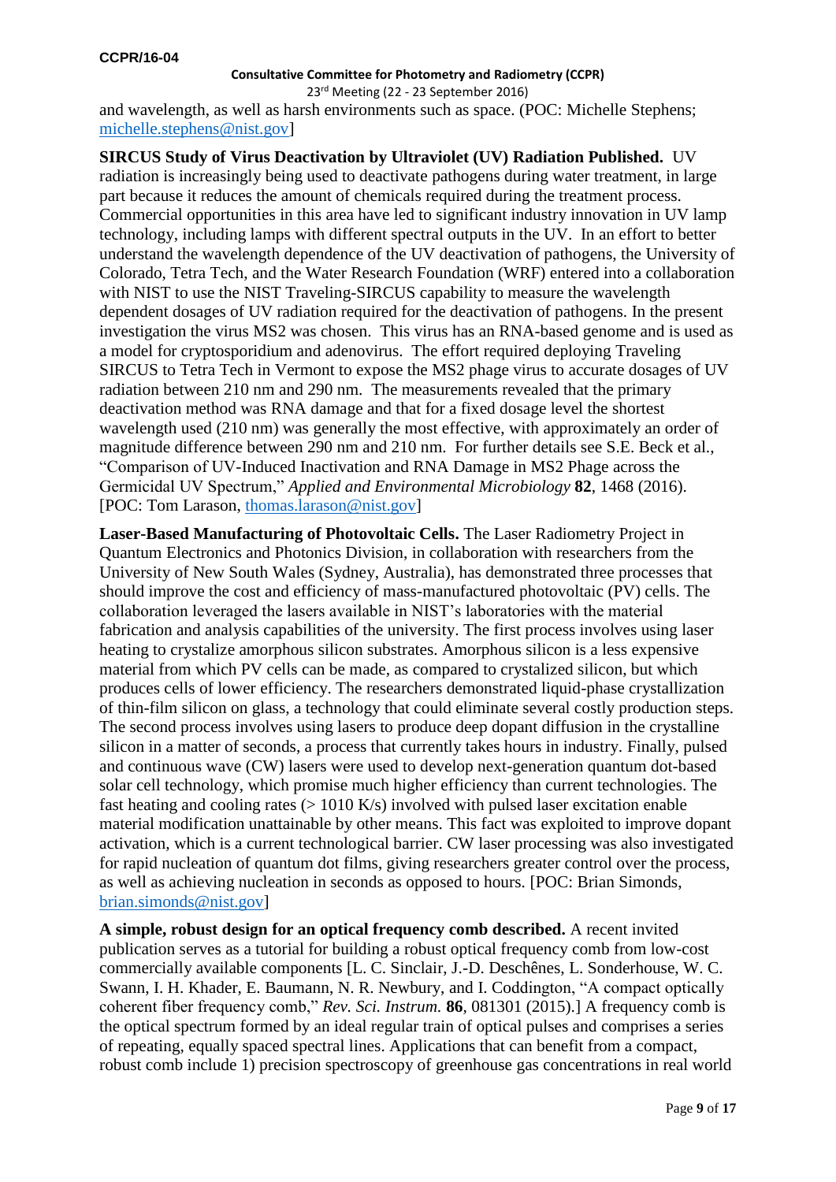and wavelength, as well as harsh environments such as space. (POC: Michelle Stephens; michelle.stephens@nist.gov]

**SIRCUS Study of Virus Deactivation by Ultraviolet (UV) Radiation Published.** UV radiation is increasingly being used to deactivate pathogens during water treatment, in large part because it reduces the amount of chemicals required during the treatment process. Commercial opportunities in this area have led to significant industry innovation in UV lamp technology, including lamps with different spectral outputs in the UV. In an effort to better understand the wavelength dependence of the UV deactivation of pathogens, the University of Colorado, Tetra Tech, and the Water Research Foundation (WRF) entered into a collaboration with NIST to use the NIST Traveling-SIRCUS capability to measure the wavelength dependent dosages of UV radiation required for the deactivation of pathogens. In the present investigation the virus MS2 was chosen. This virus has an RNA-based genome and is used as a model for cryptosporidium and adenovirus. The effort required deploying Traveling SIRCUS to Tetra Tech in Vermont to expose the MS2 phage virus to accurate dosages of UV radiation between 210 nm and 290 nm. The measurements revealed that the primary deactivation method was RNA damage and that for a fixed dosage level the shortest wavelength used (210 nm) was generally the most effective, with approximately an order of magnitude difference between 290 nm and 210 nm. For further details see S.E. Beck et al., "Comparison of UV-Induced Inactivation and RNA Damage in MS2 Phage across the Germicidal UV Spectrum," *Applied and Environmental Microbiology* **82**, 1468 (2016). [POC: Tom Larason, thomas.larason@nist.gov]

**Laser-Based Manufacturing of Photovoltaic Cells.** The Laser Radiometry Project in Quantum Electronics and Photonics Division, in collaboration with researchers from the University of New South Wales (Sydney, Australia), has demonstrated three processes that should improve the cost and efficiency of mass-manufactured photovoltaic (PV) cells. The collaboration leveraged the lasers available in NIST's laboratories with the material fabrication and analysis capabilities of the university. The first process involves using laser heating to crystalize amorphous silicon substrates. Amorphous silicon is a less expensive material from which PV cells can be made, as compared to crystalized silicon, but which produces cells of lower efficiency. The researchers demonstrated liquid-phase crystallization of thin-film silicon on glass, a technology that could eliminate several costly production steps. The second process involves using lasers to produce deep dopant diffusion in the crystalline silicon in a matter of seconds, a process that currently takes hours in industry. Finally, pulsed and continuous wave (CW) lasers were used to develop next-generation quantum dot-based solar cell technology, which promise much higher efficiency than current technologies. The fast heating and cooling rates (> 1010 K/s) involved with pulsed laser excitation enable material modification unattainable by other means. This fact was exploited to improve dopant activation, which is a current technological barrier. CW laser processing was also investigated for rapid nucleation of quantum dot films, giving researchers greater control over the process, as well as achieving nucleation in seconds as opposed to hours. [POC: Brian Simonds, brian.simonds@nist.gov]

**A simple, robust design for an optical frequency comb described.** A recent invited publication serves as a tutorial for building a robust optical frequency comb from low-cost commercially available components [L. C. Sinclair, J.-D. Deschênes, L. Sonderhouse, W. C. Swann, I. H. Khader, E. Baumann, N. R. Newbury, and I. Coddington, "A compact optically coherent fiber frequency comb," *Rev. Sci. Instrum.* **86**, 081301 (2015).] A frequency comb is the optical spectrum formed by an ideal regular train of optical pulses and comprises a series of repeating, equally spaced spectral lines. Applications that can benefit from a compact, robust comb include 1) precision spectroscopy of greenhouse gas concentrations in real world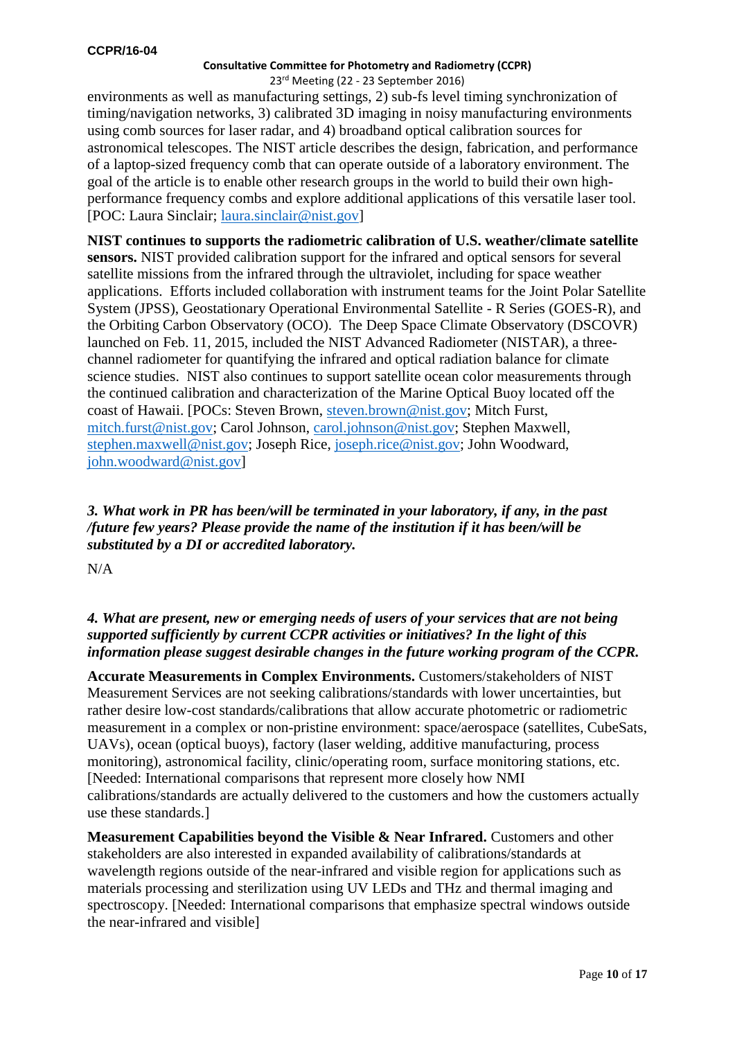environments as well as manufacturing settings, 2) sub-fs level timing synchronization of timing/navigation networks, 3) calibrated 3D imaging in noisy manufacturing environments using comb sources for laser radar, and 4) broadband optical calibration sources for astronomical telescopes. The NIST article describes the design, fabrication, and performance of a laptop-sized frequency comb that can operate outside of a laboratory environment. The goal of the article is to enable other research groups in the world to build their own high-performance frequency combs and explore additional applications of this versatile laser tool. [POC: Laura Sinclair; laura.sinclair@nist.gov]

**NIST continues to supports the radiometric calibration of U.S. weather/climate satellite sensors.** NIST provided calibration support for the infrared and optical sensors for several satellite missions from the infrared through the ultraviolet, including for space weather applications. Efforts included collaboration with instrument teams for the Joint Polar Satellite System (JPSS), Geostationary Operational Environmental Satellite - R Series (GOES-R), and the Orbiting Carbon Observatory (OCO). The Deep Space Climate Observatory (DSCOVR) launched on Feb. 11, 2015, included the NIST Advanced Radiometer (NISTAR), a three-channel radiometer for quantifying the infrared and optical radiation balance for climate science studies. NIST also continues to support satellite ocean color measurements through the continued calibration and characterization of the Marine Optical Buoy located off the coast of Hawaii. [POCs: Steven Brown, steven.brown@nist.gov; Mitch Furst, mitch.furst@nist.gov; Carol Johnson, carol.johnson@nist.gov; Stephen Maxwell, stephen.maxwell@nist.gov; Joseph Rice, joseph.rice@nist.gov; John Woodward, john.woodward@nist.gov]

***3. What work in PR has been/will be terminated in your laboratory, if any, in the past /future few years? Please provide the name of the institution if it has been/will be substituted by a DI or accredited laboratory.***

N/A

***4. What are present, new or emerging needs of users of your services that are not being supported sufficiently by current CCPR activities or initiatives? In the light of this information please suggest desirable changes in the future working program of the CCPR.***

**Accurate Measurements in Complex Environments.** Customers/stakeholders of NIST Measurement Services are not seeking calibrations/standards with lower uncertainties, but rather desire low-cost standards/calibrations that allow accurate photometric or radiometric measurement in a complex or non-pristine environment: space/aerospace (satellites, CubeSats, UAVs), ocean (optical buoys), factory (laser welding, additive manufacturing, process monitoring), astronomical facility, clinic/operating room, surface monitoring stations, etc. [Needed: International comparisons that represent more closely how NMI calibrations/standards are actually delivered to the customers and how the customers actually use these standards.]

**Measurement Capabilities beyond the Visible & Near Infrared.** Customers and other stakeholders are also interested in expanded availability of calibrations/standards at wavelength regions outside of the near-infrared and visible region for applications such as materials processing and sterilization using UV LEDs and THz and thermal imaging and spectroscopy. [Needed: International comparisons that emphasize spectral windows outside the near-infrared and visible]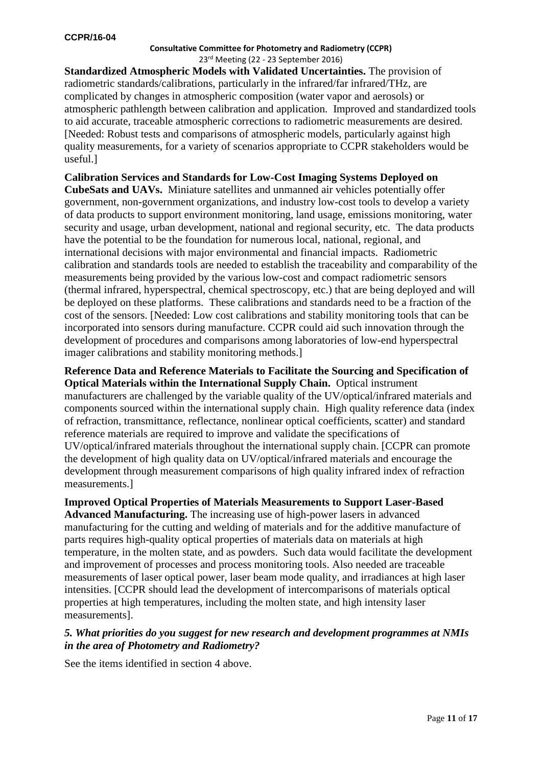**Standardized Atmospheric Models with Validated Uncertainties.** The provision of radiometric standards/calibrations, particularly in the infrared/far infrared/THz, are complicated by changes in atmospheric composition (water vapor and aerosols) or atmospheric pathlength between calibration and application. Improved and standardized tools to aid accurate, traceable atmospheric corrections to radiometric measurements are desired. [Needed: Robust tests and comparisons of atmospheric models, particularly against high quality measurements, for a variety of scenarios appropriate to CCPR stakeholders would be useful.]

**Calibration Services and Standards for Low-Cost Imaging Systems Deployed on CubeSats and UAVs.** Miniature satellites and unmanned air vehicles potentially offer government, non-government organizations, and industry low-cost tools to develop a variety of data products to support environment monitoring, land usage, emissions monitoring, water security and usage, urban development, national and regional security, etc. The data products have the potential to be the foundation for numerous local, national, regional, and international decisions with major environmental and financial impacts. Radiometric calibration and standards tools are needed to establish the traceability and comparability of the measurements being provided by the various low-cost and compact radiometric sensors (thermal infrared, hyperspectral, chemical spectroscopy, etc.) that are being deployed and will be deployed on these platforms. These calibrations and standards need to be a fraction of the cost of the sensors. [Needed: Low cost calibrations and stability monitoring tools that can be incorporated into sensors during manufacture. CCPR could aid such innovation through the development of procedures and comparisons among laboratories of low-end hyperspectral imager calibrations and stability monitoring methods.]

**Reference Data and Reference Materials to Facilitate the Sourcing and Specification of Optical Materials within the International Supply Chain.** Optical instrument manufacturers are challenged by the variable quality of the UV/optical/infrared materials and components sourced within the international supply chain. High quality reference data (index of refraction, transmittance, reflectance, nonlinear optical coefficients, scatter) and standard reference materials are required to improve and validate the specifications of UV/optical/infrared materials throughout the international supply chain. [CCPR can promote the development of high quality data on UV/optical/infrared materials and encourage the development through measurement comparisons of high quality infrared index of refraction measurements.]

**Improved Optical Properties of Materials Measurements to Support Laser-Based Advanced Manufacturing.** The increasing use of high-power lasers in advanced manufacturing for the cutting and welding of materials and for the additive manufacture of parts requires high-quality optical properties of materials data on materials at high temperature, in the molten state, and as powders. Such data would facilitate the development and improvement of processes and process monitoring tools. Also needed are traceable measurements of laser optical power, laser beam mode quality, and irradiances at high laser intensities. [CCPR should lead the development of intercomparisons of materials optical properties at high temperatures, including the molten state, and high intensity laser measurements].

### *5. What priorities do you suggest for new research and development programmes at NMIs in the area of Photometry and Radiometry?*

See the items identified in section 4 above.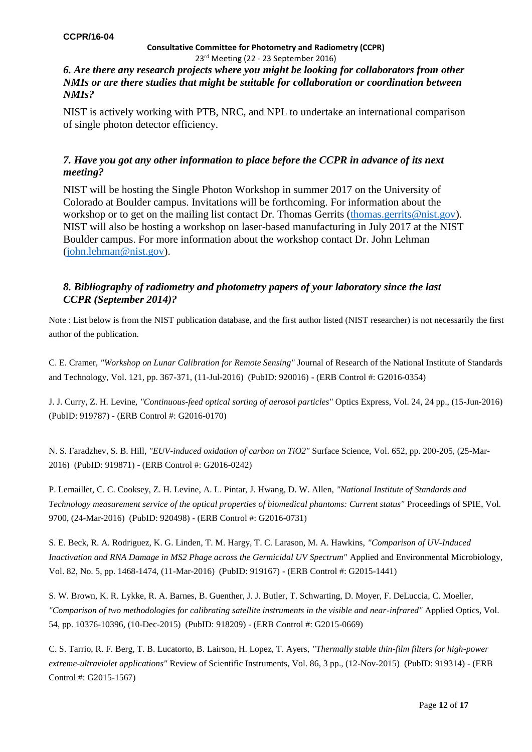*6. Are there any research projects where you might be looking for collaborators from other NMIs or are there studies that might be suitable for collaboration or coordination between NMIs?*

NIST is actively working with PTB, NRC, and NPL to undertake an international comparison of single photon detector efficiency.

*7. Have you got any other information to place before the CCPR in advance of its next meeting?*

NIST will be hosting the Single Photon Workshop in summer 2017 on the University of Colorado at Boulder campus. Invitations will be forthcoming. For information about the workshop or to get on the mailing list contact Dr. Thomas Gerrits (thomas.gerrits@nist.gov). NIST will also be hosting a workshop on laser-based manufacturing in July 2017 at the NIST Boulder campus. For more information about the workshop contact Dr. John Lehman (john.lehman@nist.gov).

*8. Bibliography of radiometry and photometry papers of your laboratory since the last CCPR (September 2014)?*

Note : List below is from the NIST publication database, and the first author listed (NIST researcher) is not necessarily the first author of the publication.

C. E. Cramer, *"Workshop on Lunar Calibration for Remote Sensing"* Journal of Research of the National Institute of Standards and Technology, Vol. 121, pp. 367-371, (11-Jul-2016) (PubID: 920016) - (ERB Control #: G2016-0354)

J. J. Curry, Z. H. Levine, *"Continuous-feed optical sorting of aerosol particles"* Optics Express, Vol. 24, 24 pp., (15-Jun-2016) (PubID: 919787) - (ERB Control #: G2016-0170)

N. S. Faradzhev, S. B. Hill, *"EUV-induced oxidation of carbon on TiO2"* Surface Science, Vol. 652, pp. 200-205, (25-Mar-2016) (PubID: 919871) - (ERB Control #: G2016-0242)

P. Lemaillet, C. C. Cooksey, Z. H. Levine, A. L. Pintar, J. Hwang, D. W. Allen, *"National Institute of Standards and Technology measurement service of the optical properties of biomedical phantoms: Current status"* Proceedings of SPIE, Vol. 9700, (24-Mar-2016) (PubID: 920498) - (ERB Control #: G2016-0731)

S. E. Beck, R. A. Rodriguez, K. G. Linden, T. M. Hargy, T. C. Larason, M. A. Hawkins, *"Comparison of UV-Induced Inactivation and RNA Damage in MS2 Phage across the Germicidal UV Spectrum"* Applied and Environmental Microbiology, Vol. 82, No. 5, pp. 1468-1474, (11-Mar-2016) (PubID: 919167) - (ERB Control #: G2015-1441)

S. W. Brown, K. R. Lykke, R. A. Barnes, B. Guenther, J. J. Butler, T. Schwarting, D. Moyer, F. DeLuccia, C. Moeller, *"Comparison of two methodologies for calibrating satellite instruments in the visible and near-infrared"* Applied Optics, Vol. 54, pp. 10376-10396, (10-Dec-2015) (PubID: 918209) - (ERB Control #: G2015-0669)

C. S. Tarrio, R. F. Berg, T. B. Lucatorto, B. Lairson, H. Lopez, T. Ayers, *"Thermally stable thin-film filters for high-power extreme-ultraviolet applications"* Review of Scientific Instruments, Vol. 86, 3 pp., (12-Nov-2015) (PubID: 919314) - (ERB Control #: G2015-1567)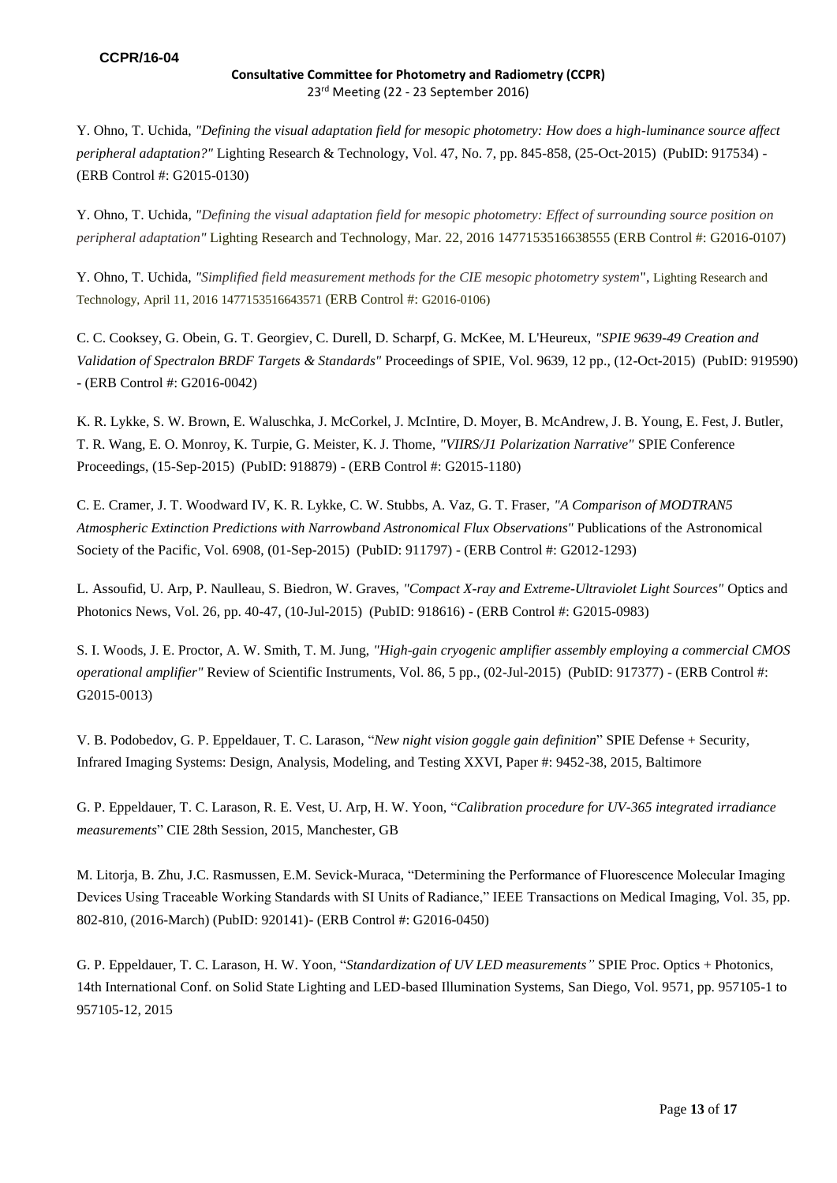Y. Ohno, T. Uchida, *"Defining the visual adaptation field for mesopic photometry: How does a high-luminance source affect peripheral adaptation?"* Lighting Research & Technology, Vol. 47, No. 7, pp. 845-858, (25-Oct-2015) (PubID: 917534) - (ERB Control #: G2015-0130)

Y. Ohno, T. Uchida, *"Defining the visual adaptation field for mesopic photometry: Effect of surrounding source position on peripheral adaptation"* Lighting Research and Technology, Mar. 22, 2016 1477153516638555 (ERB Control #: G2016-0107)

Y. Ohno, T. Uchida, *"Simplified field measurement methods for the CIE mesopic photometry system"*, Lighting Research and Technology, April 11, 2016 1477153516643571 (ERB Control #: G2016-0106)

C. C. Cooksey, G. Obein, G. T. Georgiev, C. Durell, D. Scharpf, G. McKee, M. L'Heureux, *"SPIE 9639-49 Creation and Validation of Spectralon BRDF Targets & Standards"* Proceedings of SPIE, Vol. 9639, 12 pp., (12-Oct-2015) (PubID: 919590) - (ERB Control #: G2016-0042)

K. R. Lykke, S. W. Brown, E. Waluschka, J. McCorkel, J. McIntire, D. Moyer, B. McAndrew, J. B. Young, E. Fest, J. Butler, T. R. Wang, E. O. Monroy, K. Turpie, G. Meister, K. J. Thome, *"VIIRS/J1 Polarization Narrative"* SPIE Conference Proceedings, (15-Sep-2015) (PubID: 918879) - (ERB Control #: G2015-1180)

C. E. Cramer, J. T. Woodward IV, K. R. Lykke, C. W. Stubbs, A. Vaz, G. T. Fraser, *"A Comparison of MODTRAN5 Atmospheric Extinction Predictions with Narrowband Astronomical Flux Observations"* Publications of the Astronomical Society of the Pacific, Vol. 6908, (01-Sep-2015) (PubID: 911797) - (ERB Control #: G2012-1293)

L. Assoufid, U. Arp, P. Naulleau, S. Biedron, W. Graves, *"Compact X-ray and Extreme-Ultraviolet Light Sources"* Optics and Photonics News, Vol. 26, pp. 40-47, (10-Jul-2015) (PubID: 918616) - (ERB Control #: G2015-0983)

S. I. Woods, J. E. Proctor, A. W. Smith, T. M. Jung, *"High-gain cryogenic amplifier assembly employing a commercial CMOS operational amplifier"* Review of Scientific Instruments, Vol. 86, 5 pp., (02-Jul-2015) (PubID: 917377) - (ERB Control #: G2015-0013)

V. B. Podobedov, G. P. Eppeldauer, T. C. Larason, "*New night vision goggle gain definition*" SPIE Defense + Security, Infrared Imaging Systems: Design, Analysis, Modeling, and Testing XXVI, Paper #: 9452-38, 2015, Baltimore

G. P. Eppeldauer, T. C. Larason, R. E. Vest, U. Arp, H. W. Yoon, "*Calibration procedure for UV-365 integrated irradiance measurements*" CIE 28th Session, 2015, Manchester, GB

M. Litorja, B. Zhu, J.C. Rasmussen, E.M. Sevick-Muraca, "Determining the Performance of Fluorescence Molecular Imaging Devices Using Traceable Working Standards with SI Units of Radiance," IEEE Transactions on Medical Imaging, Vol. 35, pp. 802-810, (2016-March) (PubID: 920141)- (ERB Control #: G2016-0450)

G. P. Eppeldauer, T. C. Larason, H. W. Yoon, "*Standardization of UV LED measurements"* SPIE Proc. Optics + Photonics, 14th International Conf. on Solid State Lighting and LED-based Illumination Systems, San Diego, Vol. 9571, pp. 957105-1 to 957105-12, 2015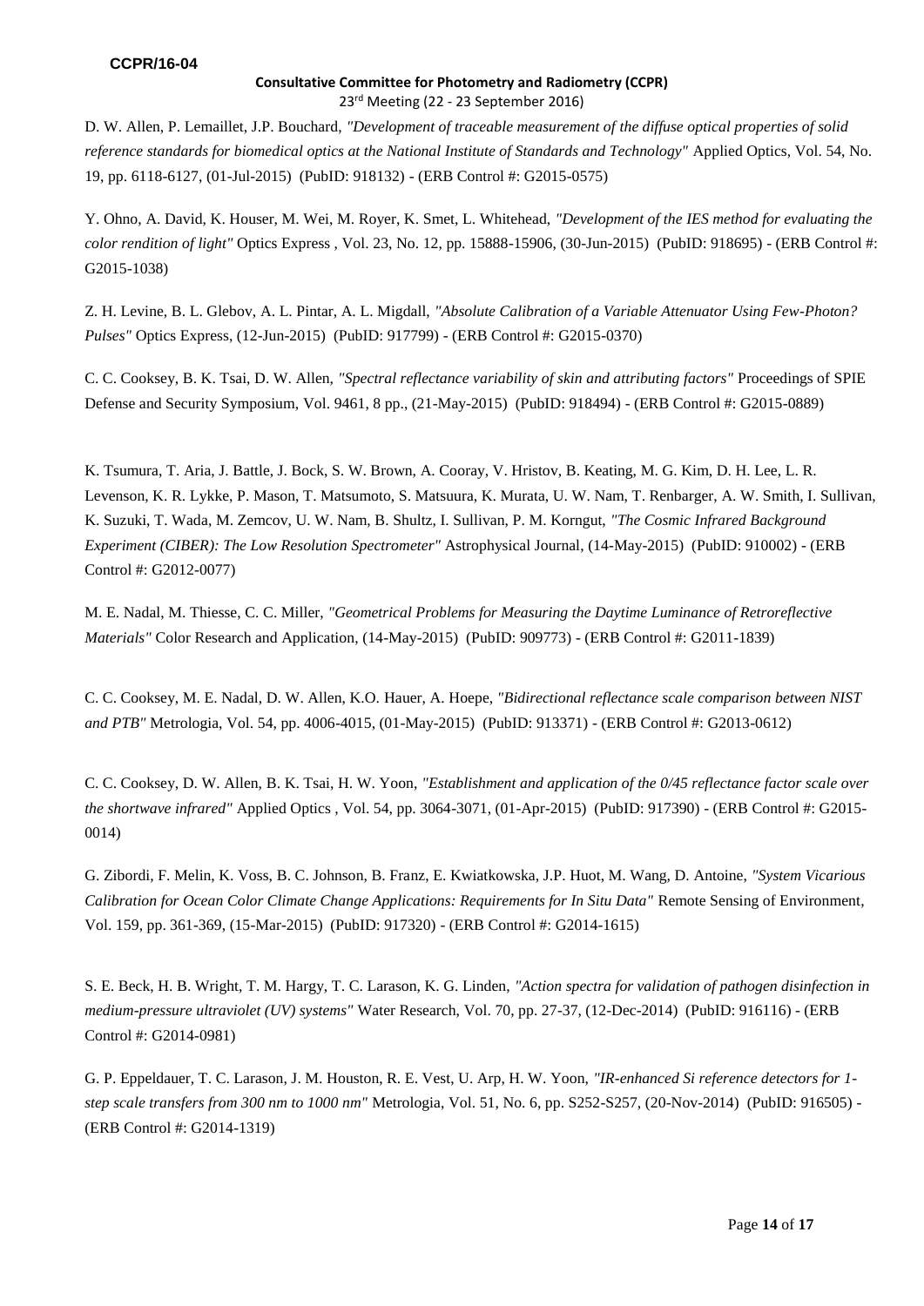D. W. Allen, P. Lemaillet, J.P. Bouchard, *"Development of traceable measurement of the diffuse optical properties of solid reference standards for biomedical optics at the National Institute of Standards and Technology"* Applied Optics, Vol. 54, No. 19, pp. 6118-6127, (01-Jul-2015) (PubID: 918132) - (ERB Control #: G2015-0575)

Y. Ohno, A. David, K. Houser, M. Wei, M. Royer, K. Smet, L. Whitehead, *"Development of the IES method for evaluating the color rendition of light"* Optics Express , Vol. 23, No. 12, pp. 15888-15906, (30-Jun-2015) (PubID: 918695) - (ERB Control #: G2015-1038)

Z. H. Levine, B. L. Glebov, A. L. Pintar, A. L. Migdall, *"Absolute Calibration of a Variable Attenuator Using Few-Photon? Pulses"* Optics Express, (12-Jun-2015) (PubID: 917799) - (ERB Control #: G2015-0370)

C. C. Cooksey, B. K. Tsai, D. W. Allen, *"Spectral reflectance variability of skin and attributing factors"* Proceedings of SPIE Defense and Security Symposium, Vol. 9461, 8 pp., (21-May-2015) (PubID: 918494) - (ERB Control #: G2015-0889)

K. Tsumura, T. Aria, J. Battle, J. Bock, S. W. Brown, A. Cooray, V. Hristov, B. Keating, M. G. Kim, D. H. Lee, L. R. Levenson, K. R. Lykke, P. Mason, T. Matsumoto, S. Matsuura, K. Murata, U. W. Nam, T. Renbarger, A. W. Smith, I. Sullivan, K. Suzuki, T. Wada, M. Zemcov, U. W. Nam, B. Shultz, I. Sullivan, P. M. Korngut, *"The Cosmic Infrared Background Experiment (CIBER): The Low Resolution Spectrometer"* Astrophysical Journal, (14-May-2015) (PubID: 910002) - (ERB Control #: G2012-0077)

M. E. Nadal, M. Thiesse, C. C. Miller, *"Geometrical Problems for Measuring the Daytime Luminance of Retroreflective Materials"* Color Research and Application, (14-May-2015) (PubID: 909773) - (ERB Control #: G2011-1839)

C. C. Cooksey, M. E. Nadal, D. W. Allen, K.O. Hauer, A. Hoepe, *"Bidirectional reflectance scale comparison between NIST and PTB"* Metrologia, Vol. 54, pp. 4006-4015, (01-May-2015) (PubID: 913371) - (ERB Control #: G2013-0612)

C. C. Cooksey, D. W. Allen, B. K. Tsai, H. W. Yoon, *"Establishment and application of the 0/45 reflectance factor scale over the shortwave infrared"* Applied Optics , Vol. 54, pp. 3064-3071, (01-Apr-2015) (PubID: 917390) - (ERB Control #: G2015-0014)

G. Zibordi, F. Melin, K. Voss, B. C. Johnson, B. Franz, E. Kwiatkowska, J.P. Huot, M. Wang, D. Antoine, *"System Vicarious Calibration for Ocean Color Climate Change Applications: Requirements for In Situ Data"* Remote Sensing of Environment, Vol. 159, pp. 361-369, (15-Mar-2015) (PubID: 917320) - (ERB Control #: G2014-1615)

S. E. Beck, H. B. Wright, T. M. Hargy, T. C. Larason, K. G. Linden, *"Action spectra for validation of pathogen disinfection in medium-pressure ultraviolet (UV) systems"* Water Research, Vol. 70, pp. 27-37, (12-Dec-2014) (PubID: 916116) - (ERB Control #: G2014-0981)

G. P. Eppeldauer, T. C. Larason, J. M. Houston, R. E. Vest, U. Arp, H. W. Yoon, *"IR-enhanced Si reference detectors for 1-step scale transfers from 300 nm to 1000 nm"* Metrologia, Vol. 51, No. 6, pp. S252-S257, (20-Nov-2014) (PubID: 916505) - (ERB Control #: G2014-1319)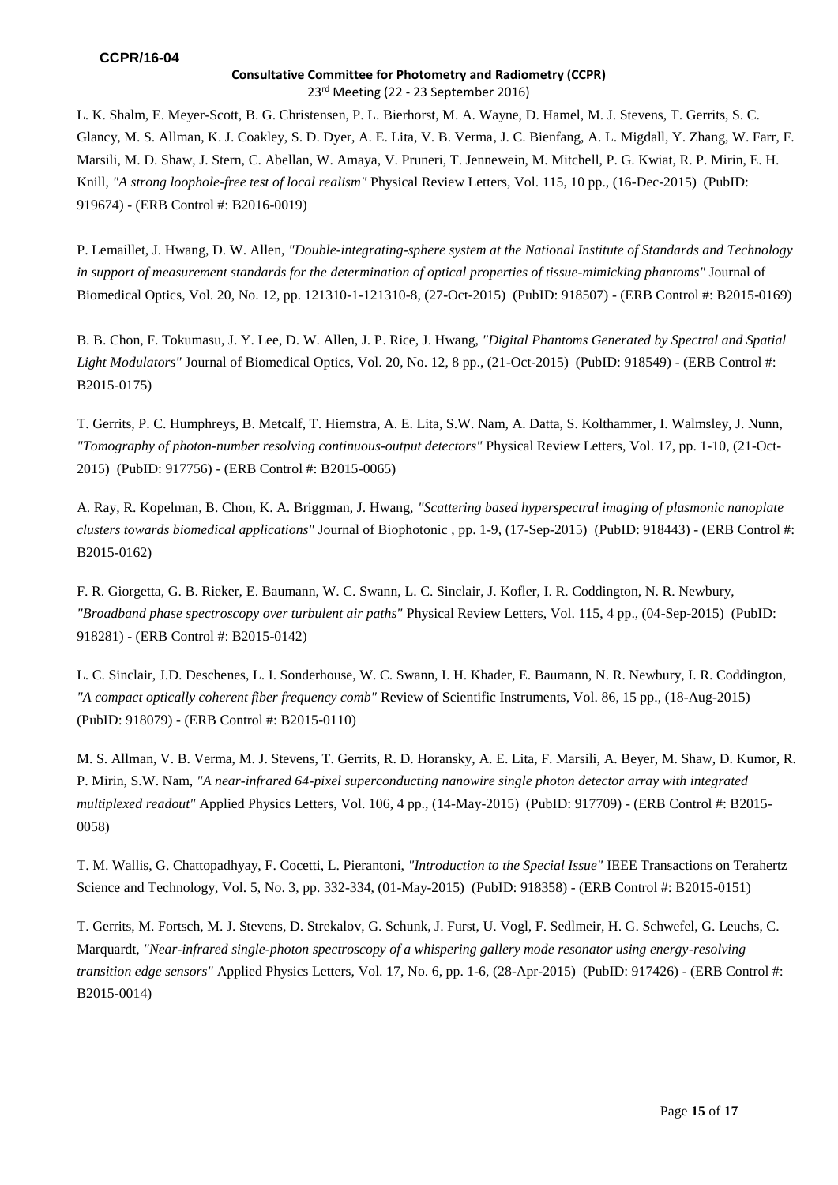L. K. Shalm, E. Meyer-Scott, B. G. Christensen, P. L. Bierhorst, M. A. Wayne, D. Hamel, M. J. Stevens, T. Gerrits, S. C. Glancy, M. S. Allman, K. J. Coakley, S. D. Dyer, A. E. Lita, V. B. Verma, J. C. Bienfang, A. L. Migdall, Y. Zhang, W. Farr, F. Marsili, M. D. Shaw, J. Stern, C. Abellan, W. Amaya, V. Pruneri, T. Jennewein, M. Mitchell, P. G. Kwiat, R. P. Mirin, E. H. Knill, *"A strong loophole-free test of local realism"* Physical Review Letters, Vol. 115, 10 pp., (16-Dec-2015) (PubID: 919674) - (ERB Control #: B2016-0019)

P. Lemaillet, J. Hwang, D. W. Allen, *"Double-integrating-sphere system at the National Institute of Standards and Technology in support of measurement standards for the determination of optical properties of tissue-mimicking phantoms"* Journal of Biomedical Optics, Vol. 20, No. 12, pp. 121310-1-121310-8, (27-Oct-2015) (PubID: 918507) - (ERB Control #: B2015-0169)

B. B. Chon, F. Tokumasu, J. Y. Lee, D. W. Allen, J. P. Rice, J. Hwang, *"Digital Phantoms Generated by Spectral and Spatial Light Modulators"* Journal of Biomedical Optics, Vol. 20, No. 12, 8 pp., (21-Oct-2015) (PubID: 918549) - (ERB Control #: B2015-0175)

T. Gerrits, P. C. Humphreys, B. Metcalf, T. Hiemstra, A. E. Lita, S.W. Nam, A. Datta, S. Kolthammer, I. Walmsley, J. Nunn, *"Tomography of photon-number resolving continuous-output detectors"* Physical Review Letters, Vol. 17, pp. 1-10, (21-Oct-2015) (PubID: 917756) - (ERB Control #: B2015-0065)

A. Ray, R. Kopelman, B. Chon, K. A. Briggman, J. Hwang, *"Scattering based hyperspectral imaging of plasmonic nanoplate clusters towards biomedical applications"* Journal of Biophotonic , pp. 1-9, (17-Sep-2015) (PubID: 918443) - (ERB Control #: B2015-0162)

F. R. Giorgetta, G. B. Rieker, E. Baumann, W. C. Swann, L. C. Sinclair, J. Kofler, I. R. Coddington, N. R. Newbury, *"Broadband phase spectroscopy over turbulent air paths"* Physical Review Letters, Vol. 115, 4 pp., (04-Sep-2015) (PubID: 918281) - (ERB Control #: B2015-0142)

L. C. Sinclair, J.D. Deschenes, L. I. Sonderhouse, W. C. Swann, I. H. Khader, E. Baumann, N. R. Newbury, I. R. Coddington, *"A compact optically coherent fiber frequency comb"* Review of Scientific Instruments, Vol. 86, 15 pp., (18-Aug-2015) (PubID: 918079) - (ERB Control #: B2015-0110)

M. S. Allman, V. B. Verma, M. J. Stevens, T. Gerrits, R. D. Horansky, A. E. Lita, F. Marsili, A. Beyer, M. Shaw, D. Kumor, R. P. Mirin, S.W. Nam, *"A near-infrared 64-pixel superconducting nanowire single photon detector array with integrated multiplexed readout"* Applied Physics Letters, Vol. 106, 4 pp., (14-May-2015) (PubID: 917709) - (ERB Control #: B2015-0058)

T. M. Wallis, G. Chattopadhyay, F. Cocetti, L. Pierantoni, *"Introduction to the Special Issue"* IEEE Transactions on Terahertz Science and Technology, Vol. 5, No. 3, pp. 332-334, (01-May-2015) (PubID: 918358) - (ERB Control #: B2015-0151)

T. Gerrits, M. Fortsch, M. J. Stevens, D. Strekalov, G. Schunk, J. Furst, U. Vogl, F. Sedlmeir, H. G. Schwefel, G. Leuchs, C. Marquardt, *"Near-infrared single-photon spectroscopy of a whispering gallery mode resonator using energy-resolving transition edge sensors"* Applied Physics Letters, Vol. 17, No. 6, pp. 1-6, (28-Apr-2015) (PubID: 917426) - (ERB Control #: B2015-0014)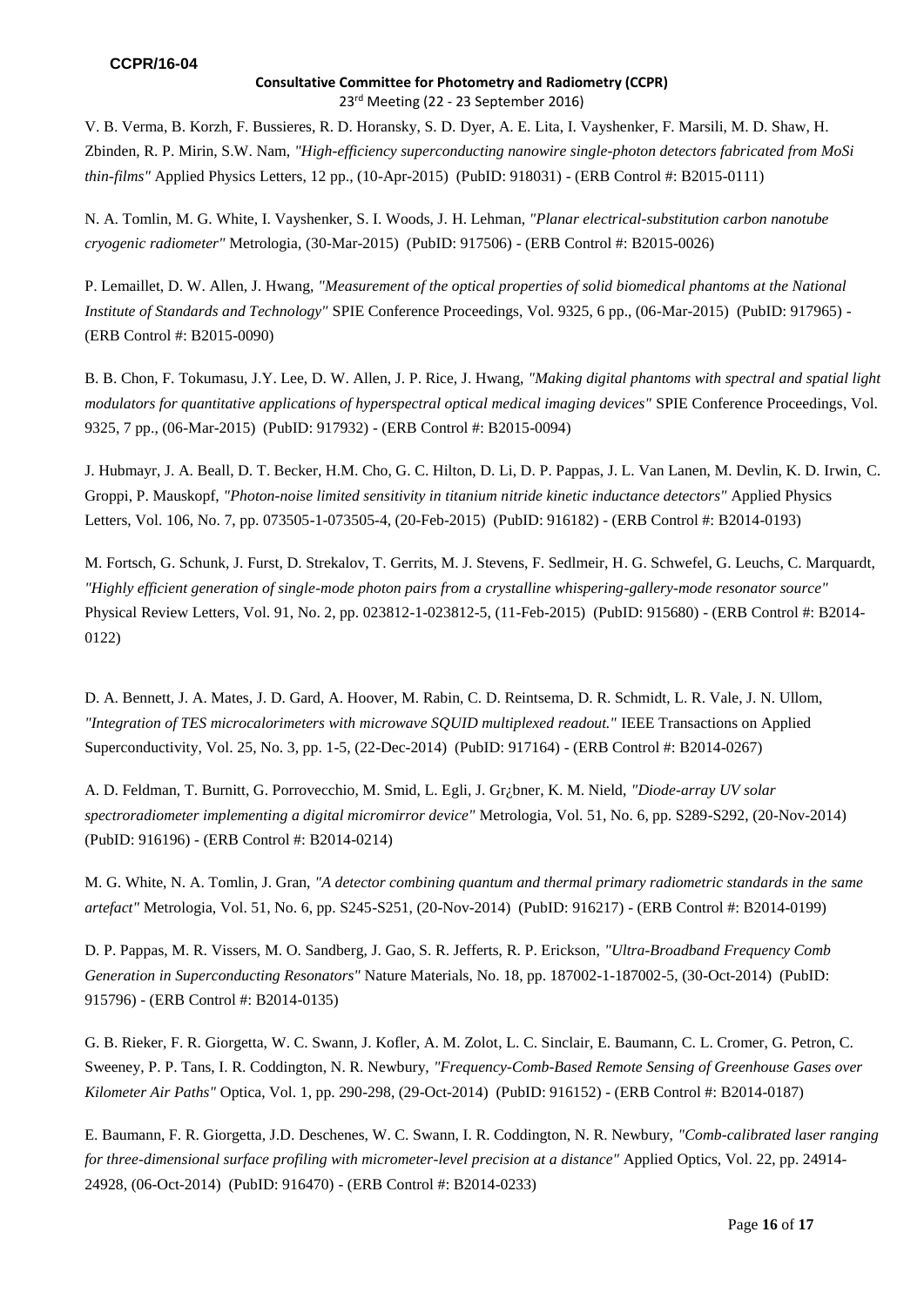V. B. Verma, B. Korzh, F. Bussieres, R. D. Horansky, S. D. Dyer, A. E. Lita, I. Vayshenker, F. Marsili, M. D. Shaw, H. Zbinden, R. P. Mirin, S.W. Nam, *"High-efficiency superconducting nanowire single-photon detectors fabricated from MoSi thin-films"* Applied Physics Letters, 12 pp., (10-Apr-2015) (PubID: 918031) - (ERB Control #: B2015-0111)

N. A. Tomlin, M. G. White, I. Vayshenker, S. I. Woods, J. H. Lehman, *"Planar electrical-substitution carbon nanotube cryogenic radiometer"* Metrologia, (30-Mar-2015) (PubID: 917506) - (ERB Control #: B2015-0026)

P. Lemaillet, D. W. Allen, J. Hwang, *"Measurement of the optical properties of solid biomedical phantoms at the National Institute of Standards and Technology"* SPIE Conference Proceedings, Vol. 9325, 6 pp., (06-Mar-2015) (PubID: 917965) - (ERB Control #: B2015-0090)

B. B. Chon, F. Tokumasu, J.Y. Lee, D. W. Allen, J. P. Rice, J. Hwang, *"Making digital phantoms with spectral and spatial light modulators for quantitative applications of hyperspectral optical medical imaging devices"* SPIE Conference Proceedings, Vol. 9325, 7 pp., (06-Mar-2015) (PubID: 917932) - (ERB Control #: B2015-0094)

J. Hubmayr, J. A. Beall, D. T. Becker, H.M. Cho, G. C. Hilton, D. Li, D. P. Pappas, J. L. Van Lanen, M. Devlin, K. D. Irwin, C. Groppi, P. Mauskopf, *"Photon-noise limited sensitivity in titanium nitride kinetic inductance detectors"* Applied Physics Letters, Vol. 106, No. 7, pp. 073505-1-073505-4, (20-Feb-2015) (PubID: 916182) - (ERB Control #: B2014-0193)

M. Fortsch, G. Schunk, J. Furst, D. Strekalov, T. Gerrits, M. J. Stevens, F. Sedlmeir, H. G. Schwefel, G. Leuchs, C. Marquardt, *"Highly efficient generation of single-mode photon pairs from a crystalline whispering-gallery-mode resonator source"* Physical Review Letters, Vol. 91, No. 2, pp. 023812-1-023812-5, (11-Feb-2015) (PubID: 915680) - (ERB Control #: B2014-0122)

D. A. Bennett, J. A. Mates, J. D. Gard, A. Hoover, M. Rabin, C. D. Reintsema, D. R. Schmidt, L. R. Vale, J. N. Ullom, *"Integration of TES microcalorimeters with microwave SQUID multiplexed readout."* IEEE Transactions on Applied Superconductivity, Vol. 25, No. 3, pp. 1-5, (22-Dec-2014) (PubID: 917164) - (ERB Control #: B2014-0267)

A. D. Feldman, T. Burnitt, G. Porrovecchio, M. Smid, L. Egli, J. Gr¿bner, K. M. Nield, *"Diode-array UV solar spectroradiometer implementing a digital micromirror device"* Metrologia, Vol. 51, No. 6, pp. S289-S292, (20-Nov-2014) (PubID: 916196) - (ERB Control #: B2014-0214)

M. G. White, N. A. Tomlin, J. Gran, *"A detector combining quantum and thermal primary radiometric standards in the same artefact"* Metrologia, Vol. 51, No. 6, pp. S245-S251, (20-Nov-2014) (PubID: 916217) - (ERB Control #: B2014-0199)

D. P. Pappas, M. R. Vissers, M. O. Sandberg, J. Gao, S. R. Jefferts, R. P. Erickson, *"Ultra-Broadband Frequency Comb Generation in Superconducting Resonators"* Nature Materials, No. 18, pp. 187002-1-187002-5, (30-Oct-2014) (PubID: 915796) - (ERB Control #: B2014-0135)

G. B. Rieker, F. R. Giorgetta, W. C. Swann, J. Kofler, A. M. Zolot, L. C. Sinclair, E. Baumann, C. L. Cromer, G. Petron, C. Sweeney, P. P. Tans, I. R. Coddington, N. R. Newbury, *"Frequency-Comb-Based Remote Sensing of Greenhouse Gases over Kilometer Air Paths"* Optica, Vol. 1, pp. 290-298, (29-Oct-2014) (PubID: 916152) - (ERB Control #: B2014-0187)

E. Baumann, F. R. Giorgetta, J.D. Deschenes, W. C. Swann, I. R. Coddington, N. R. Newbury, *"Comb-calibrated laser ranging for three-dimensional surface profiling with micrometer-level precision at a distance"* Applied Optics, Vol. 22, pp. 24914-24928, (06-Oct-2014) (PubID: 916470) - (ERB Control #: B2014-0233)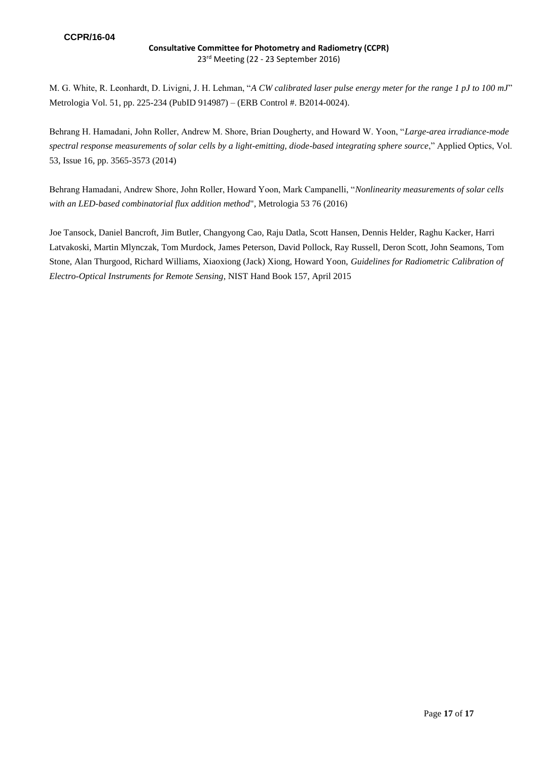M. G. White, R. Leonhardt, D. Livigni, J. H. Lehman, "*A CW calibrated laser pulse energy meter for the range 1 pJ to 100 mJ*" Metrologia Vol. 51, pp. 225-234 (PubID 914987) – (ERB Control #. B2014-0024).

Behrang H. Hamadani, John Roller, Andrew M. Shore, Brian Dougherty, and Howard W. Yoon, "*Large-area irradiance-mode spectral response measurements of solar cells by a light-emitting, diode-based integrating sphere source*," Applied Optics, Vol. 53, Issue 16, pp. 3565-3573 (2014)

Behrang Hamadani, Andrew Shore, John Roller, Howard Yoon, Mark Campanelli, "*Nonlinearity measurements of solar cells with an LED-based combinatorial flux addition method*", Metrologia 53 76 (2016)

Joe Tansock, Daniel Bancroft, Jim Butler, Changyong Cao, Raju Datla, Scott Hansen, Dennis Helder, Raghu Kacker, Harri Latvakoski, Martin Mlynczak, Tom Murdock, James Peterson, David Pollock, Ray Russell, Deron Scott, John Seamons, Tom Stone, Alan Thurgood, Richard Williams, Xiaoxiong (Jack) Xiong, Howard Yoon, *Guidelines for Radiometric Calibration of Electro-Optical Instruments for Remote Sensing*, NIST Hand Book 157, April 2015